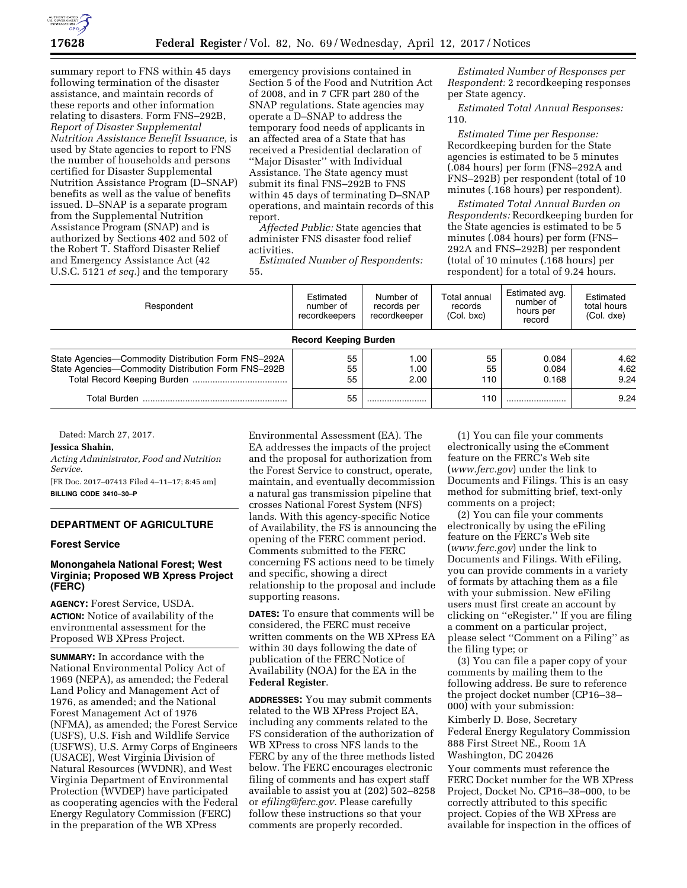summary report to FNS within 45 days following termination of the disaster assistance, and maintain records of these reports and other information relating to disasters. Form FNS–292B, *Report of Disaster Supplemental Nutrition Assistance Benefit Issuance,* is used by State agencies to report to FNS the number of households and persons certified for Disaster Supplemental Nutrition Assistance Program (D–SNAP) benefits as well as the value of benefits issued. D–SNAP is a separate program from the Supplemental Nutrition Assistance Program (SNAP) and is authorized by Sections 402 and 502 of the Robert T. Stafford Disaster Relief and Emergency Assistance Act (42 U.S.C. 5121 *et seq.*) and the temporary emergency provisions contained in Section 5 of the Food and Nutrition Act of 2008, and in 7 CFR part 280 of the SNAP regulations. State agencies may operate a D–SNAP to address the temporary food needs of applicants in an affected area of a State that has received a Presidential declaration of ''Major Disaster'' with Individual Assistance. The State agency must submit its final FNS–292B to FNS within 45 days of terminating D–SNAP operations, and maintain records of this report.

*Affected Public:* State agencies that administer FNS disaster food relief activities.

*Estimated Number of Respondents:* 55.

*Estimated Number of Responses per Respondent:* 2 recordkeeping responses per State agency.

*Estimated Total Annual Responses:* 110.

*Estimated Time per Response:* Recordkeeping burden for the State agencies is estimated to be 5 minutes (.084 hours) per form (FNS–292A and FNS–292B) per respondent (total of 10 minutes (.168 hours) per respondent).

*Estimated Total Annual Burden on Respondents:* Recordkeeping burden for the State agencies is estimated to be 5 minutes (.084 hours) per form (FNS–292A and FNS–292B) per respondent (total of 10 minutes (.168 hours) per respondent) for a total of 9.24 hours.

| Respondent | Estimated number of recordkeepers | Number of records per recordkeeper | Total annual records (Col. bxc) | Estimated avg. number of hours per record | Estimated total hours (Col. dxe) |
|---|---|---|---|---|---|
| **Record Keeping Burden** | | | | | |
| State Agencies—Commodity Distribution Form FNS–292A | 55 | 1.00 | 55 | 0.084 | 4.62 |
| State Agencies—Commodity Distribution Form FNS–292B | 55 | 1.00 | 55 | 0.084 | 4.62 |
| Total Record Keeping Burden | 55 | 2.00 | 110 | 0.168 | 9.24 |
| Total Burden | 55 | | 110 | | 9.24 |

Dated: March 27, 2017.

**Jessica Shahin,**

*Acting Administrator, Food and Nutrition Service.*

[FR Doc. 2017–07413 Filed 4–11–17; 8:45 am]

**BILLING CODE 3410–30–P**

## DEPARTMENT OF AGRICULTURE

### Forest Service

### Monongahela National Forest; West Virginia; Proposed WB Xpress Project (FERC)

**AGENCY:** Forest Service, USDA.

**ACTION:** Notice of availability of the environmental assessment for the Proposed WB XPress Project.

**SUMMARY:** In accordance with the National Environmental Policy Act of 1969 (NEPA), as amended; the Federal Land Policy and Management Act of 1976, as amended; and the National Forest Management Act of 1976 (NFMA), as amended; the Forest Service (USFS), U.S. Fish and Wildlife Service (USFWS), U.S. Army Corps of Engineers (USACE), West Virginia Division of Natural Resources (WVDNR), and West Virginia Department of Environmental Protection (WVDEP) have participated as cooperating agencies with the Federal Energy Regulatory Commission (FERC) in the preparation of the WB XPress Environmental Assessment (EA). The EA addresses the impacts of the project and the proposal for authorization from the Forest Service to construct, operate, maintain, and eventually decommission a natural gas transmission pipeline that crosses National Forest System (NFS) lands. With this agency-specific Notice of Availability, the FS is announcing the opening of the FERC comment period. Comments submitted to the FERC concerning FS actions need to be timely and specific, showing a direct relationship to the proposal and include supporting reasons.

**DATES:** To ensure that comments will be considered, the FERC must receive written comments on the WB XPress EA within 30 days following the date of publication of the FERC Notice of Availability (NOA) for the EA in the **Federal Register**.

**ADDRESSES:** You may submit comments related to the WB XPress Project EA, including any comments related to the FS consideration of the authorization of WB XPress to cross NFS lands to the FERC by any of the three methods listed below. The FERC encourages electronic filing of comments and has expert staff available to assist you at (202) 502–8258 or *efiling@ferc.gov.* Please carefully follow these instructions so that your comments are properly recorded.

(1) You can file your comments electronically using the eComment feature on the FERC's Web site (*www.ferc.gov*) under the link to Documents and Filings. This is an easy method for submitting brief, text-only comments on a project;

(2) You can file your comments electronically by using the eFiling feature on the FERC's Web site (*www.ferc.gov*) under the link to Documents and Filings. With eFiling, you can provide comments in a variety of formats by attaching them as a file with your submission. New eFiling users must first create an account by clicking on ''eRegister.'' If you are filing a comment on a particular project, please select ''Comment on a Filing'' as the filing type; or

(3) You can file a paper copy of your comments by mailing them to the following address. Be sure to reference the project docket number (CP16–38–000) with your submission:

Kimberly D. Bose, Secretary
Federal Energy Regulatory Commission
888 First Street NE., Room 1A
Washington, DC 20426

Your comments must reference the FERC Docket number for the WB XPress Project, Docket No. CP16–38–000, to be correctly attributed to this specific project. Copies of the WB XPress are available for inspection in the offices of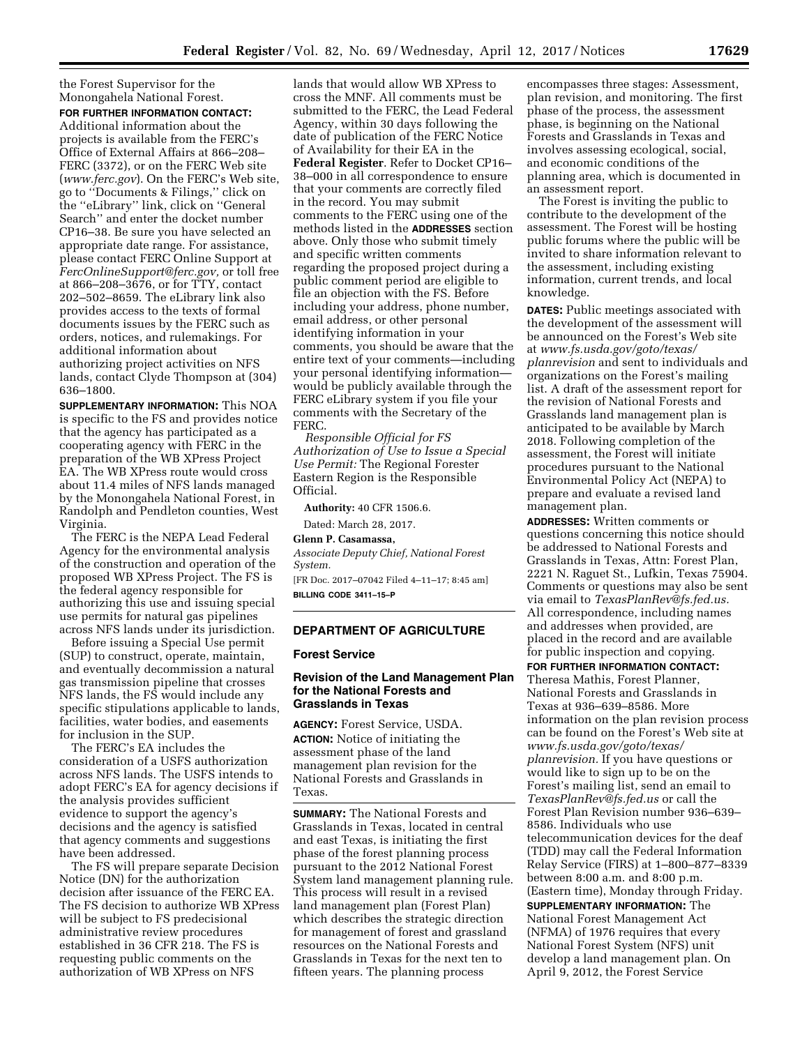the Forest Supervisor for the Monongahela National Forest.

**FOR FURTHER INFORMATION CONTACT:** Additional information about the projects is available from the FERC's Office of External Affairs at 866–208–FERC (3372), or on the FERC Web site (*www.ferc.gov*). On the FERC's Web site, go to ''Documents & Filings,'' click on the ''eLibrary'' link, click on ''General Search'' and enter the docket number CP16–38. Be sure you have selected an appropriate date range. For assistance, please contact FERC Online Support at *FercOnlineSupport@ferc.gov,* or toll free at 866–208–3676, or for TTY, contact 202–502–8659. The eLibrary link also provides access to the texts of formal documents issues by the FERC such as orders, notices, and rulemakings. For additional information about authorizing project activities on NFS lands, contact Clyde Thompson at (304) 636–1800.

**SUPPLEMENTARY INFORMATION:** This NOA is specific to the FS and provides notice that the agency has participated as a cooperating agency with FERC in the preparation of the WB XPress Project EA. The WB XPress route would cross about 11.4 miles of NFS lands managed by the Monongahela National Forest, in Randolph and Pendleton counties, West Virginia.

The FERC is the NEPA Lead Federal Agency for the environmental analysis of the construction and operation of the proposed WB XPress Project. The FS is the federal agency responsible for authorizing this use and issuing special use permits for natural gas pipelines across NFS lands under its jurisdiction.

Before issuing a Special Use permit (SUP) to construct, operate, maintain, and eventually decommission a natural gas transmission pipeline that crosses NFS lands, the FS would include any specific stipulations applicable to lands, facilities, water bodies, and easements for inclusion in the SUP.

The FERC's EA includes the consideration of a USFS authorization across NFS lands. The USFS intends to adopt FERC's EA for agency decisions if the analysis provides sufficient evidence to support the agency's decisions and the agency is satisfied that agency comments and suggestions have been addressed.

The FS will prepare separate Decision Notice (DN) for the authorization decision after issuance of the FERC EA. The FS decision to authorize WB XPress will be subject to FS predecisional administrative review procedures established in 36 CFR 218. The FS is requesting public comments on the authorization of WB XPress on NFS lands that would allow WB XPress to cross the MNF. All comments must be submitted to the FERC, the Lead Federal Agency, within 30 days following the date of publication of the FERC Notice of Availability for their EA in the **Federal Register**. Refer to Docket CP16–38–000 in all correspondence to ensure that your comments are correctly filed in the record. You may submit comments to the FERC using one of the methods listed in the **ADDRESSES** section above. Only those who submit timely and specific written comments regarding the proposed project during a public comment period are eligible to file an objection with the FS. Before including your address, phone number, email address, or other personal identifying information in your comments, you should be aware that the entire text of your comments—including your personal identifying information—would be publicly available through the FERC eLibrary system if you file your comments with the Secretary of the FERC.

*Responsible Official for FS Authorization of Use to Issue a Special Use Permit:* The Regional Forester Eastern Region is the Responsible Official.

**Authority:** 40 CFR 1506.6.

Dated: March 28, 2017.

**Glenn P. Casamassa,**

*Associate Deputy Chief, National Forest System.*

[FR Doc. 2017–07042 Filed 4–11–17; 8:45 am]

**BILLING CODE 3411–15–P**

## DEPARTMENT OF AGRICULTURE

### Forest Service

### Revision of the Land Management Plan for the National Forests and Grasslands in Texas

**AGENCY:** Forest Service, USDA.

**ACTION:** Notice of initiating the assessment phase of the land management plan revision for the National Forests and Grasslands in Texas.

**SUMMARY:** The National Forests and Grasslands in Texas, located in central and east Texas, is initiating the first phase of the forest planning process pursuant to the 2012 National Forest System land management planning rule. This process will result in a revised land management plan (Forest Plan) which describes the strategic direction for management of forest and grassland resources on the National Forests and Grasslands in Texas for the next ten to fifteen years. The planning process encompasses three stages: Assessment, plan revision, and monitoring. The first phase of the process, the assessment phase, is beginning on the National Forests and Grasslands in Texas and involves assessing ecological, social, and economic conditions of the planning area, which is documented in an assessment report.

The Forest is inviting the public to contribute to the development of the assessment. The Forest will be hosting public forums where the public will be invited to share information relevant to the assessment, including existing information, current trends, and local knowledge.

**DATES:** Public meetings associated with the development of the assessment will be announced on the Forest's Web site at *www.fs.usda.gov/goto/texas/planrevision* and sent to individuals and organizations on the Forest's mailing list. A draft of the assessment report for the revision of National Forests and Grasslands land management plan is anticipated to be available by March 2018. Following completion of the assessment, the Forest will initiate procedures pursuant to the National Environmental Policy Act (NEPA) to prepare and evaluate a revised land management plan.

**ADDRESSES:** Written comments or questions concerning this notice should be addressed to National Forests and Grasslands in Texas, Attn: Forest Plan, 2221 N. Raguet St., Lufkin, Texas 75904. Comments or questions may also be sent via email to *TexasPlanRev@fs.fed.us.* All correspondence, including names and addresses when provided, are placed in the record and are available for public inspection and copying.

**FOR FURTHER INFORMATION CONTACT:** Theresa Mathis, Forest Planner, National Forests and Grasslands in Texas at 936–639–8586. More information on the plan revision process can be found on the Forest's Web site at *www.fs.usda.gov/goto/texas/planrevision.* If you have questions or would like to sign up to be on the Forest's mailing list, send an email to *TexasPlanRev@fs.fed.us* or call the Forest Plan Revision number 936–639–8586. Individuals who use telecommunication devices for the deaf (TDD) may call the Federal Information Relay Service (FIRS) at 1–800–877–8339 between 8:00 a.m. and 8:00 p.m. (Eastern time), Monday through Friday.

**SUPPLEMENTARY INFORMATION:** The National Forest Management Act (NFMA) of 1976 requires that every National Forest System (NFS) unit develop a land management plan. On April 9, 2012, the Forest Service